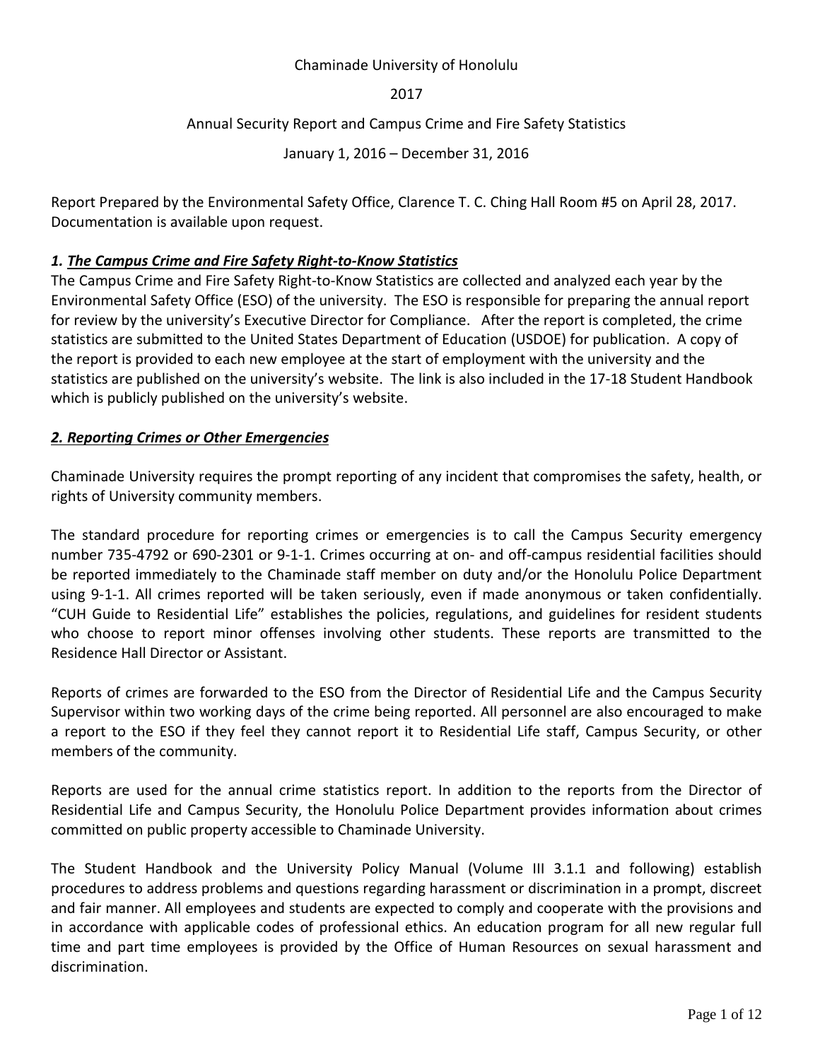Chaminade University of Honolulu

2017

Annual Security Report and Campus Crime and Fire Safety Statistics

January 1, 2016 – December 31, 2016

Report Prepared by the Environmental Safety Office, Clarence T. C. Ching Hall Room #5 on April 28, 2017. Documentation is available upon request.

## *1. The Campus Crime and Fire Safety Right-to-Know Statistics*

The Campus Crime and Fire Safety Right-to-Know Statistics are collected and analyzed each year by the Environmental Safety Office (ESO) of the university. The ESO is responsible for preparing the annual report for review by the university's Executive Director for Compliance. After the report is completed, the crime statistics are submitted to the United States Department of Education (USDOE) for publication. A copy of the report is provided to each new employee at the start of employment with the university and the statistics are published on the university's website. The link is also included in the 17-18 Student Handbook which is publicly published on the university's website.

## *2. Reporting Crimes or Other Emergencies*

Chaminade University requires the prompt reporting of any incident that compromises the safety, health, or rights of University community members.

The standard procedure for reporting crimes or emergencies is to call the Campus Security emergency number 735-4792 or 690-2301 or 9-1-1. Crimes occurring at on- and off-campus residential facilities should be reported immediately to the Chaminade staff member on duty and/or the Honolulu Police Department using 9-1-1. All crimes reported will be taken seriously, even if made anonymous or taken confidentially. "CUH Guide to Residential Life" establishes the policies, regulations, and guidelines for resident students who choose to report minor offenses involving other students. These reports are transmitted to the Residence Hall Director or Assistant.

Reports of crimes are forwarded to the ESO from the Director of Residential Life and the Campus Security Supervisor within two working days of the crime being reported. All personnel are also encouraged to make a report to the ESO if they feel they cannot report it to Residential Life staff, Campus Security, or other members of the community.

Reports are used for the annual crime statistics report. In addition to the reports from the Director of Residential Life and Campus Security, the Honolulu Police Department provides information about crimes committed on public property accessible to Chaminade University.

The Student Handbook and the University Policy Manual (Volume III 3.1.1 and following) establish procedures to address problems and questions regarding harassment or discrimination in a prompt, discreet and fair manner. All employees and students are expected to comply and cooperate with the provisions and in accordance with applicable codes of professional ethics. An education program for all new regular full time and part time employees is provided by the Office of Human Resources on sexual harassment and discrimination.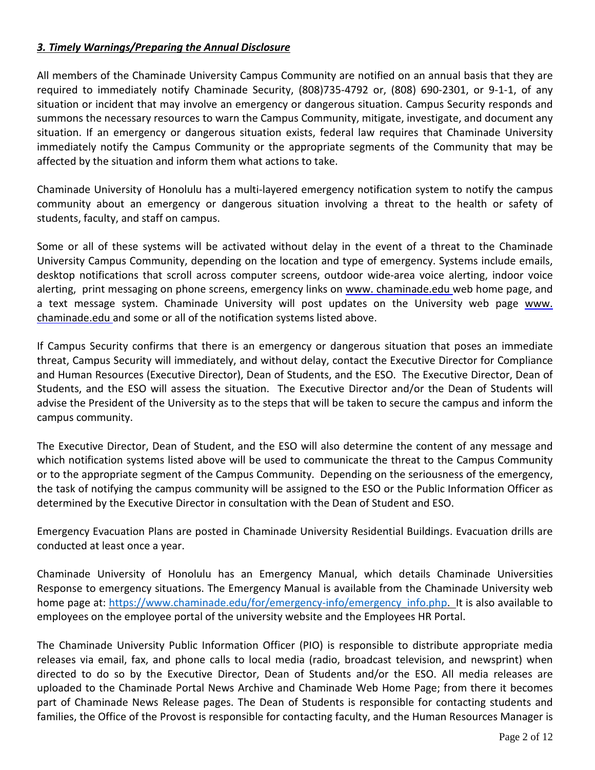***3. Timely Warnings/Preparing the Annual Disclosure***

All members of the Chaminade University Campus Community are notified on an annual basis that they are required to immediately notify Chaminade Security, (808)735-4792 or, (808) 690-2301, or 9-1-1, of any situation or incident that may involve an emergency or dangerous situation. Campus Security responds and summons the necessary resources to warn the Campus Community, mitigate, investigate, and document any situation. If an emergency or dangerous situation exists, federal law requires that Chaminade University immediately notify the Campus Community or the appropriate segments of the Community that may be affected by the situation and inform them what actions to take.

Chaminade University of Honolulu has a multi-layered emergency notification system to notify the campus community about an emergency or dangerous situation involving a threat to the health or safety of students, faculty, and staff on campus.

Some or all of these systems will be activated without delay in the event of a threat to the Chaminade University Campus Community, depending on the location and type of emergency. Systems include emails, desktop notifications that scroll across computer screens, outdoor wide-area voice alerting, indoor voice alerting, print messaging on phone screens, emergency links on www. chaminade.edu web home page, and a text message system. Chaminade University will post updates on the University web page www. chaminade.edu and some or all of the notification systems listed above.

If Campus Security confirms that there is an emergency or dangerous situation that poses an immediate threat, Campus Security will immediately, and without delay, contact the Executive Director for Compliance and Human Resources (Executive Director), Dean of Students, and the ESO. The Executive Director, Dean of Students, and the ESO will assess the situation. The Executive Director and/or the Dean of Students will advise the President of the University as to the steps that will be taken to secure the campus and inform the campus community.

The Executive Director, Dean of Student, and the ESO will also determine the content of any message and which notification systems listed above will be used to communicate the threat to the Campus Community or to the appropriate segment of the Campus Community. Depending on the seriousness of the emergency, the task of notifying the campus community will be assigned to the ESO or the Public Information Officer as determined by the Executive Director in consultation with the Dean of Student and ESO.

Emergency Evacuation Plans are posted in Chaminade University Residential Buildings. Evacuation drills are conducted at least once a year.

Chaminade University of Honolulu has an Emergency Manual, which details Chaminade Universities Response to emergency situations. The Emergency Manual is available from the Chaminade University web home page at: https://www.chaminade.edu/for/emergency-info/emergency_info.php. It is also available to employees on the employee portal of the university website and the Employees HR Portal.

The Chaminade University Public Information Officer (PIO) is responsible to distribute appropriate media releases via email, fax, and phone calls to local media (radio, broadcast television, and newsprint) when directed to do so by the Executive Director, Dean of Students and/or the ESO. All media releases are uploaded to the Chaminade Portal News Archive and Chaminade Web Home Page; from there it becomes part of Chaminade News Release pages. The Dean of Students is responsible for contacting students and families, the Office of the Provost is responsible for contacting faculty, and the Human Resources Manager is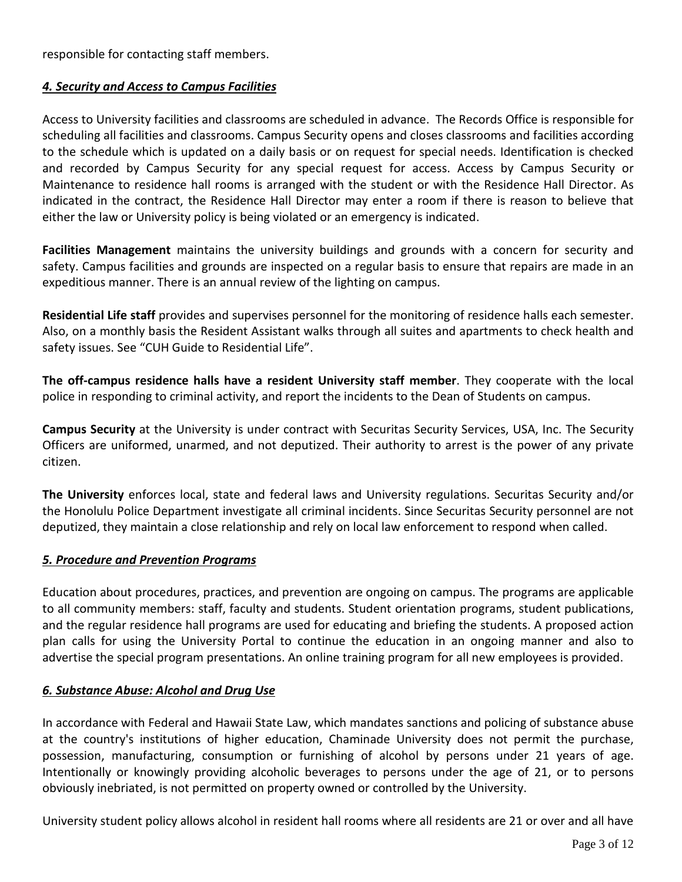responsible for contacting staff members.

### *4. Security and Access to Campus Facilities*

Access to University facilities and classrooms are scheduled in advance. The Records Office is responsible for scheduling all facilities and classrooms. Campus Security opens and closes classrooms and facilities according to the schedule which is updated on a daily basis or on request for special needs. Identification is checked and recorded by Campus Security for any special request for access. Access by Campus Security or Maintenance to residence hall rooms is arranged with the student or with the Residence Hall Director. As indicated in the contract, the Residence Hall Director may enter a room if there is reason to believe that either the law or University policy is being violated or an emergency is indicated.

**Facilities Management** maintains the university buildings and grounds with a concern for security and safety. Campus facilities and grounds are inspected on a regular basis to ensure that repairs are made in an expeditious manner. There is an annual review of the lighting on campus.

**Residential Life staff** provides and supervises personnel for the monitoring of residence halls each semester. Also, on a monthly basis the Resident Assistant walks through all suites and apartments to check health and safety issues. See "CUH Guide to Residential Life".

**The off-campus residence halls have a resident University staff member**. They cooperate with the local police in responding to criminal activity, and report the incidents to the Dean of Students on campus.

**Campus Security** at the University is under contract with Securitas Security Services, USA, Inc. The Security Officers are uniformed, unarmed, and not deputized. Their authority to arrest is the power of any private citizen.

**The University** enforces local, state and federal laws and University regulations. Securitas Security and/or the Honolulu Police Department investigate all criminal incidents. Since Securitas Security personnel are not deputized, they maintain a close relationship and rely on local law enforcement to respond when called.

### *5. Procedure and Prevention Programs*

Education about procedures, practices, and prevention are ongoing on campus. The programs are applicable to all community members: staff, faculty and students. Student orientation programs, student publications, and the regular residence hall programs are used for educating and briefing the students. A proposed action plan calls for using the University Portal to continue the education in an ongoing manner and also to advertise the special program presentations. An online training program for all new employees is provided.

### *6. Substance Abuse: Alcohol and Drug Use*

In accordance with Federal and Hawaii State Law, which mandates sanctions and policing of substance abuse at the country's institutions of higher education, Chaminade University does not permit the purchase, possession, manufacturing, consumption or furnishing of alcohol by persons under 21 years of age. Intentionally or knowingly providing alcoholic beverages to persons under the age of 21, or to persons obviously inebriated, is not permitted on property owned or controlled by the University.

University student policy allows alcohol in resident hall rooms where all residents are 21 or over and all have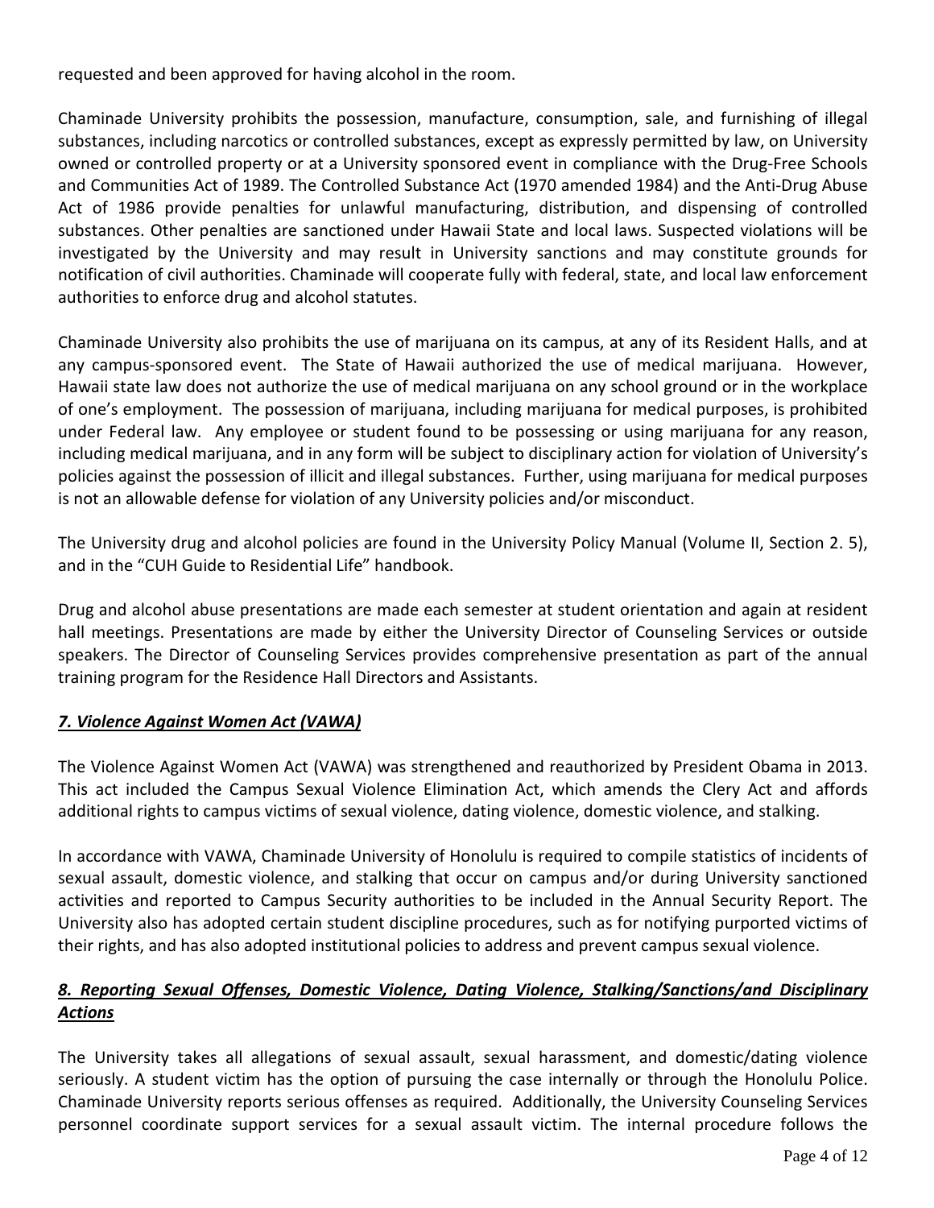requested and been approved for having alcohol in the room.

Chaminade University prohibits the possession, manufacture, consumption, sale, and furnishing of illegal substances, including narcotics or controlled substances, except as expressly permitted by law, on University owned or controlled property or at a University sponsored event in compliance with the Drug-Free Schools and Communities Act of 1989. The Controlled Substance Act (1970 amended 1984) and the Anti-Drug Abuse Act of 1986 provide penalties for unlawful manufacturing, distribution, and dispensing of controlled substances. Other penalties are sanctioned under Hawaii State and local laws. Suspected violations will be investigated by the University and may result in University sanctions and may constitute grounds for notification of civil authorities. Chaminade will cooperate fully with federal, state, and local law enforcement authorities to enforce drug and alcohol statutes.

Chaminade University also prohibits the use of marijuana on its campus, at any of its Resident Halls, and at any campus-sponsored event. The State of Hawaii authorized the use of medical marijuana. However, Hawaii state law does not authorize the use of medical marijuana on any school ground or in the workplace of one's employment. The possession of marijuana, including marijuana for medical purposes, is prohibited under Federal law. Any employee or student found to be possessing or using marijuana for any reason, including medical marijuana, and in any form will be subject to disciplinary action for violation of University's policies against the possession of illicit and illegal substances. Further, using marijuana for medical purposes is not an allowable defense for violation of any University policies and/or misconduct.

The University drug and alcohol policies are found in the University Policy Manual (Volume II, Section 2. 5), and in the "CUH Guide to Residential Life" handbook.

Drug and alcohol abuse presentations are made each semester at student orientation and again at resident hall meetings. Presentations are made by either the University Director of Counseling Services or outside speakers. The Director of Counseling Services provides comprehensive presentation as part of the annual training program for the Residence Hall Directors and Assistants.

### ***7. Violence Against Women Act (VAWA)***

The Violence Against Women Act (VAWA) was strengthened and reauthorized by President Obama in 2013. This act included the Campus Sexual Violence Elimination Act, which amends the Clery Act and affords additional rights to campus victims of sexual violence, dating violence, domestic violence, and stalking.

In accordance with VAWA, Chaminade University of Honolulu is required to compile statistics of incidents of sexual assault, domestic violence, and stalking that occur on campus and/or during University sanctioned activities and reported to Campus Security authorities to be included in the Annual Security Report. The University also has adopted certain student discipline procedures, such as for notifying purported victims of their rights, and has also adopted institutional policies to address and prevent campus sexual violence.

### ***8. Reporting Sexual Offenses, Domestic Violence, Dating Violence, Stalking/Sanctions/and Disciplinary Actions***

The University takes all allegations of sexual assault, sexual harassment, and domestic/dating violence seriously. A student victim has the option of pursuing the case internally or through the Honolulu Police. Chaminade University reports serious offenses as required. Additionally, the University Counseling Services personnel coordinate support services for a sexual assault victim. The internal procedure follows the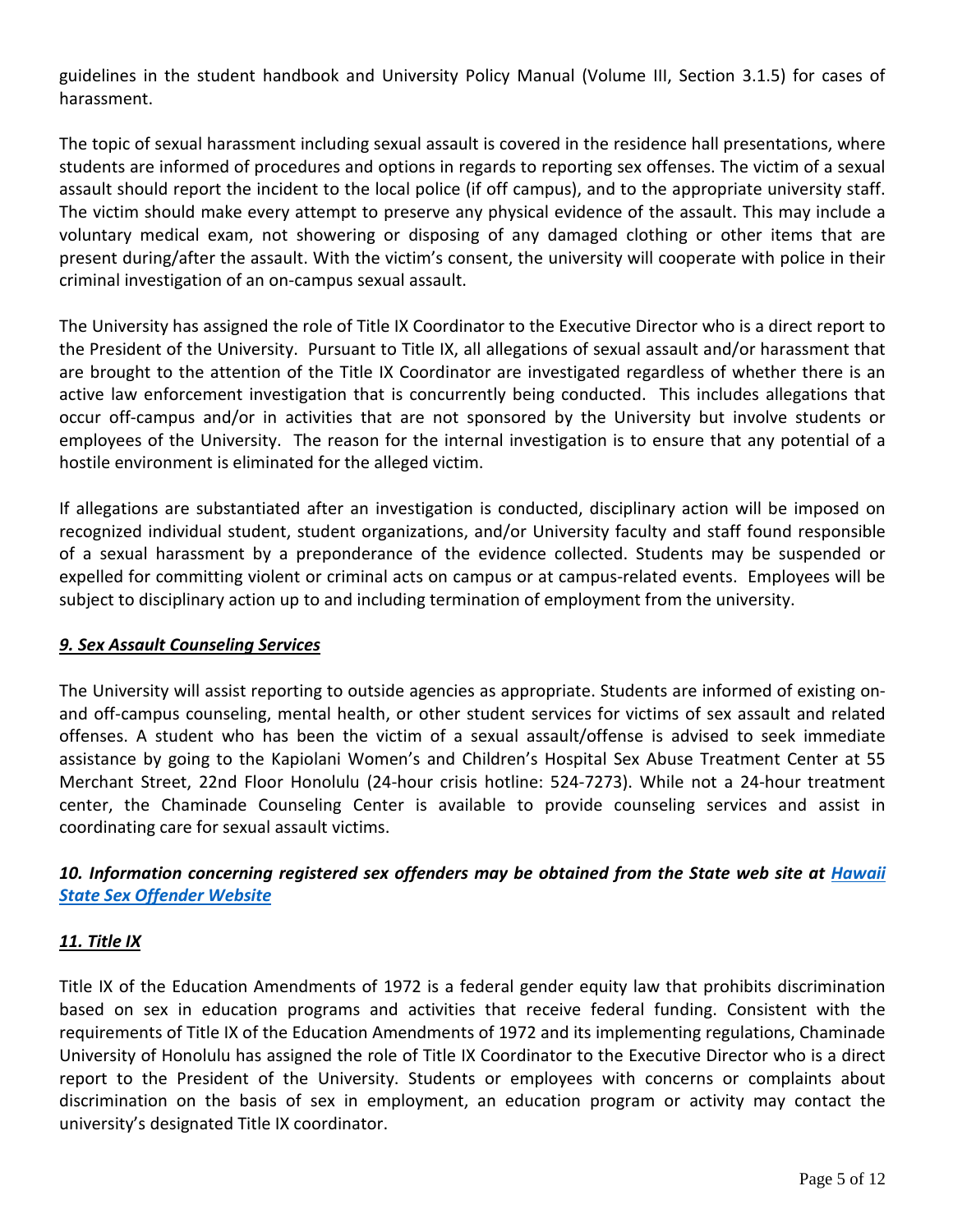guidelines in the student handbook and University Policy Manual (Volume III, Section 3.1.5) for cases of harassment.

The topic of sexual harassment including sexual assault is covered in the residence hall presentations, where students are informed of procedures and options in regards to reporting sex offenses. The victim of a sexual assault should report the incident to the local police (if off campus), and to the appropriate university staff. The victim should make every attempt to preserve any physical evidence of the assault. This may include a voluntary medical exam, not showering or disposing of any damaged clothing or other items that are present during/after the assault. With the victim's consent, the university will cooperate with police in their criminal investigation of an on-campus sexual assault.

The University has assigned the role of Title IX Coordinator to the Executive Director who is a direct report to the President of the University. Pursuant to Title IX, all allegations of sexual assault and/or harassment that are brought to the attention of the Title IX Coordinator are investigated regardless of whether there is an active law enforcement investigation that is concurrently being conducted. This includes allegations that occur off-campus and/or in activities that are not sponsored by the University but involve students or employees of the University. The reason for the internal investigation is to ensure that any potential of a hostile environment is eliminated for the alleged victim.

If allegations are substantiated after an investigation is conducted, disciplinary action will be imposed on recognized individual student, student organizations, and/or University faculty and staff found responsible of a sexual harassment by a preponderance of the evidence collected. Students may be suspended or expelled for committing violent or criminal acts on campus or at campus-related events. Employees will be subject to disciplinary action up to and including termination of employment from the university.

### ***9. Sex Assault Counseling Services***

The University will assist reporting to outside agencies as appropriate. Students are informed of existing on- and off-campus counseling, mental health, or other student services for victims of sex assault and related offenses. A student who has been the victim of a sexual assault/offense is advised to seek immediate assistance by going to the Kapiolani Women's and Children's Hospital Sex Abuse Treatment Center at 55 Merchant Street, 22nd Floor Honolulu (24-hour crisis hotline: 524-7273). While not a 24-hour treatment center, the Chaminade Counseling Center is available to provide counseling services and assist in coordinating care for sexual assault victims.

### ***10. Information concerning registered sex offenders may be obtained from the State web site at Hawaii State Sex Offender Website***

### ***11. Title IX***

Title IX of the Education Amendments of 1972 is a federal gender equity law that prohibits discrimination based on sex in education programs and activities that receive federal funding. Consistent with the requirements of Title IX of the Education Amendments of 1972 and its implementing regulations, Chaminade University of Honolulu has assigned the role of Title IX Coordinator to the Executive Director who is a direct report to the President of the University. Students or employees with concerns or complaints about discrimination on the basis of sex in employment, an education program or activity may contact the university's designated Title IX coordinator.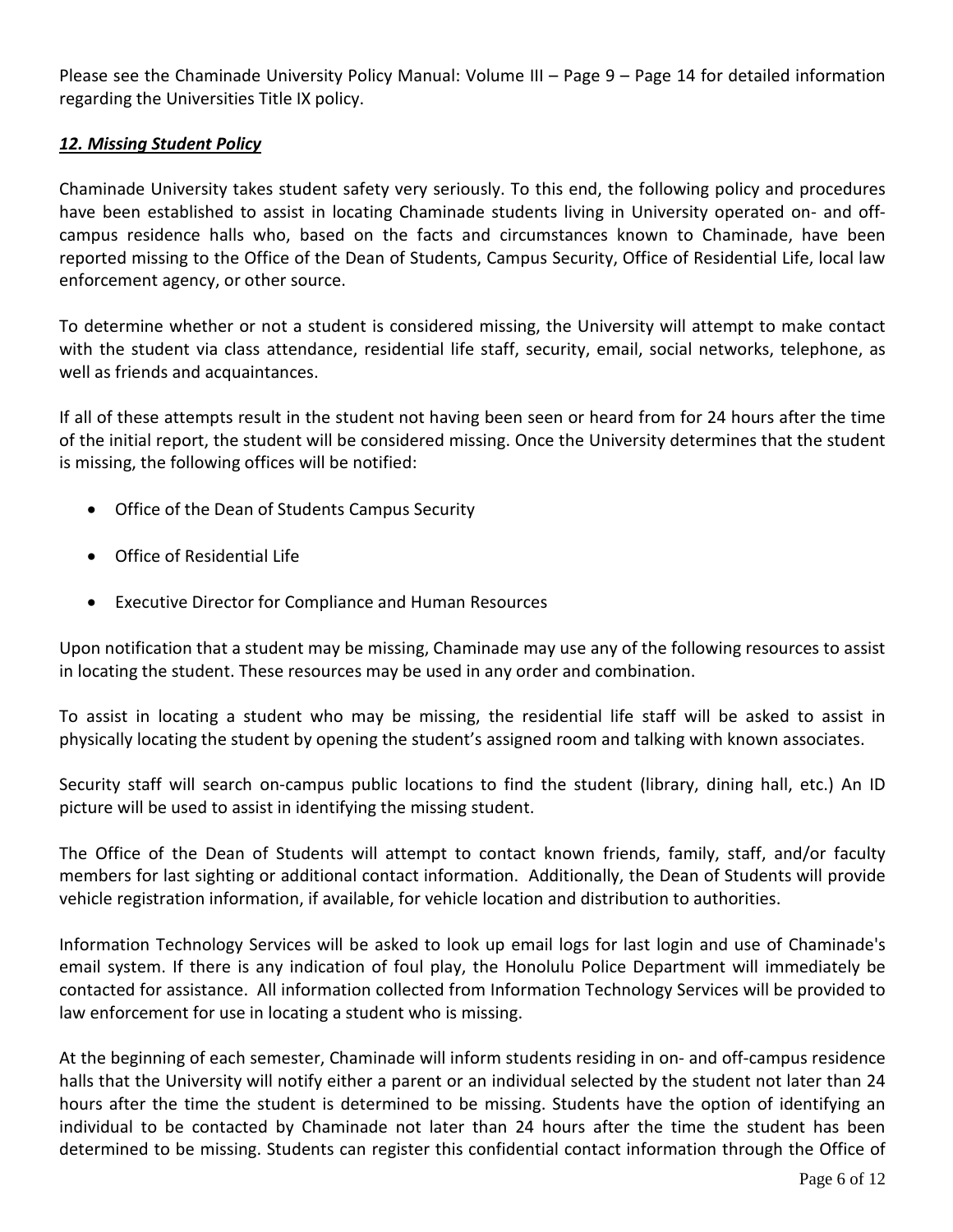Please see the Chaminade University Policy Manual: Volume III – Page 9 – Page 14 for detailed information regarding the Universities Title IX policy.

### ***12. Missing Student Policy***

Chaminade University takes student safety very seriously. To this end, the following policy and procedures have been established to assist in locating Chaminade students living in University operated on- and off-campus residence halls who, based on the facts and circumstances known to Chaminade, have been reported missing to the Office of the Dean of Students, Campus Security, Office of Residential Life, local law enforcement agency, or other source.

To determine whether or not a student is considered missing, the University will attempt to make contact with the student via class attendance, residential life staff, security, email, social networks, telephone, as well as friends and acquaintances.

If all of these attempts result in the student not having been seen or heard from for 24 hours after the time of the initial report, the student will be considered missing. Once the University determines that the student is missing, the following offices will be notified:

- Office of the Dean of Students Campus Security
- Office of Residential Life
- Executive Director for Compliance and Human Resources

Upon notification that a student may be missing, Chaminade may use any of the following resources to assist in locating the student. These resources may be used in any order and combination.

To assist in locating a student who may be missing, the residential life staff will be asked to assist in physically locating the student by opening the student's assigned room and talking with known associates.

Security staff will search on-campus public locations to find the student (library, dining hall, etc.) An ID picture will be used to assist in identifying the missing student.

The Office of the Dean of Students will attempt to contact known friends, family, staff, and/or faculty members for last sighting or additional contact information. Additionally, the Dean of Students will provide vehicle registration information, if available, for vehicle location and distribution to authorities.

Information Technology Services will be asked to look up email logs for last login and use of Chaminade's email system. If there is any indication of foul play, the Honolulu Police Department will immediately be contacted for assistance. All information collected from Information Technology Services will be provided to law enforcement for use in locating a student who is missing.

At the beginning of each semester, Chaminade will inform students residing in on- and off-campus residence halls that the University will notify either a parent or an individual selected by the student not later than 24 hours after the time the student is determined to be missing. Students have the option of identifying an individual to be contacted by Chaminade not later than 24 hours after the time the student has been determined to be missing. Students can register this confidential contact information through the Office of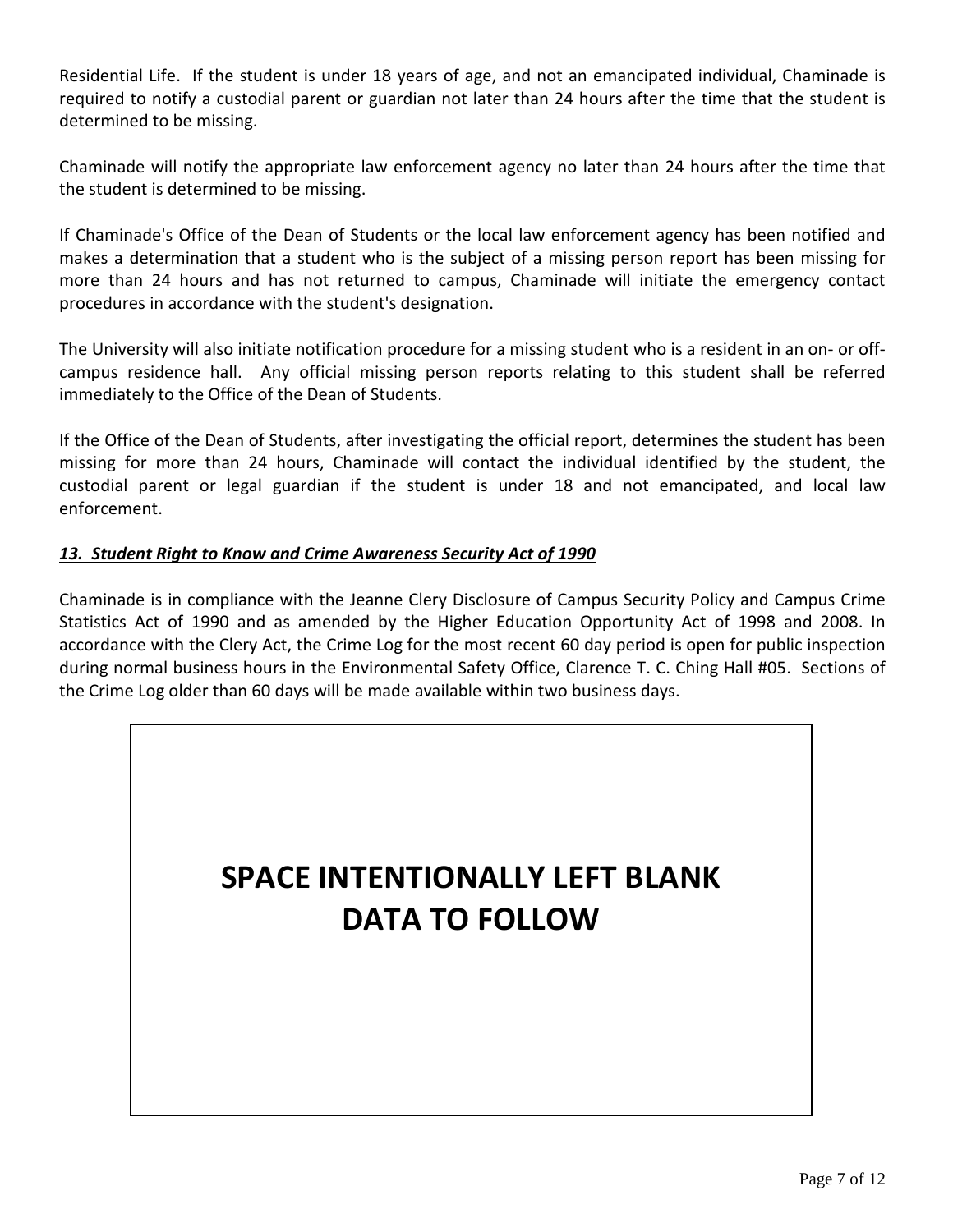Residential Life. If the student is under 18 years of age, and not an emancipated individual, Chaminade is required to notify a custodial parent or guardian not later than 24 hours after the time that the student is determined to be missing.

Chaminade will notify the appropriate law enforcement agency no later than 24 hours after the time that the student is determined to be missing.

If Chaminade's Office of the Dean of Students or the local law enforcement agency has been notified and makes a determination that a student who is the subject of a missing person report has been missing for more than 24 hours and has not returned to campus, Chaminade will initiate the emergency contact procedures in accordance with the student's designation.

The University will also initiate notification procedure for a missing student who is a resident in an on- or off-campus residence hall. Any official missing person reports relating to this student shall be referred immediately to the Office of the Dean of Students.

If the Office of the Dean of Students, after investigating the official report, determines the student has been missing for more than 24 hours, Chaminade will contact the individual identified by the student, the custodial parent or legal guardian if the student is under 18 and not emancipated, and local law enforcement.

### ***13. Student Right to Know and Crime Awareness Security Act of 1990***

Chaminade is in compliance with the Jeanne Clery Disclosure of Campus Security Policy and Campus Crime Statistics Act of 1990 and as amended by the Higher Education Opportunity Act of 1998 and 2008. In accordance with the Clery Act, the Crime Log for the most recent 60 day period is open for public inspection during normal business hours in the Environmental Safety Office, Clarence T. C. Ching Hall #05. Sections of the Crime Log older than 60 days will be made available within two business days.

**SPACE INTENTIONALLY LEFT BLANK**
**DATA TO FOLLOW**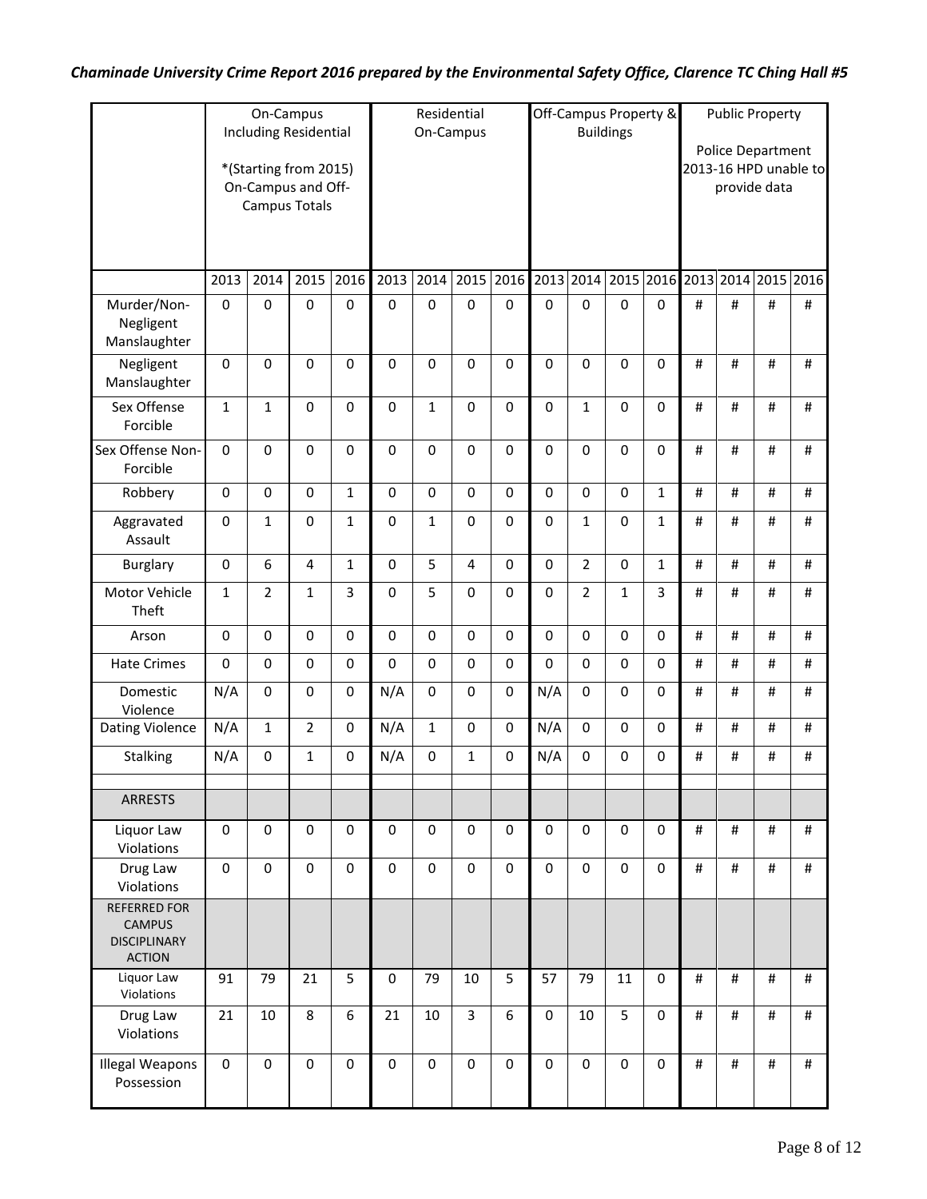*Chaminade University Crime Report 2016 prepared by the Environmental Safety Office, Clarence TC Ching Hall #5*

| | On-Campus Including Residential *(Starting from 2015) On-Campus and Off-Campus Totals | | | | Residential On-Campus | | | | Off-Campus Property & Buildings | | | | Public Property Police Department 2013-16 HPD unable to provide data | | | |
|---|---|---|---|---|---|---|---|---|---|---|---|---|---|---|---|---|
| | 2013 | 2014 | 2015 | 2016 | 2013 | 2014 | 2015 | 2016 | 2013 | 2014 | 2015 | 2016 | 2013 | 2014 | 2015 | 2016 |
| Murder/Non-Negligent Manslaughter | 0 | 0 | 0 | 0 | 0 | 0 | 0 | 0 | 0 | 0 | 0 | 0 | # | # | # | # |
| Negligent Manslaughter | 0 | 0 | 0 | 0 | 0 | 0 | 0 | 0 | 0 | 0 | 0 | 0 | # | # | # | # |
| Sex Offense Forcible | 1 | 1 | 0 | 0 | 0 | 1 | 0 | 0 | 0 | 1 | 0 | 0 | # | # | # | # |
| Sex Offense Non-Forcible | 0 | 0 | 0 | 0 | 0 | 0 | 0 | 0 | 0 | 0 | 0 | 0 | # | # | # | # |
| Robbery | 0 | 0 | 0 | 1 | 0 | 0 | 0 | 0 | 0 | 0 | 0 | 1 | # | # | # | # |
| Aggravated Assault | 0 | 1 | 0 | 1 | 0 | 1 | 0 | 0 | 0 | 1 | 0 | 1 | # | # | # | # |
| Burglary | 0 | 6 | 4 | 1 | 0 | 5 | 4 | 0 | 0 | 2 | 0 | 1 | # | # | # | # |
| Motor Vehicle Theft | 1 | 2 | 1 | 3 | 0 | 5 | 0 | 0 | 0 | 2 | 1 | 3 | # | # | # | # |
| Arson | 0 | 0 | 0 | 0 | 0 | 0 | 0 | 0 | 0 | 0 | 0 | 0 | # | # | # | # |
| Hate Crimes | 0 | 0 | 0 | 0 | 0 | 0 | 0 | 0 | 0 | 0 | 0 | 0 | # | # | # | # |
| Domestic Violence | N/A | 0 | 0 | 0 | N/A | 0 | 0 | 0 | N/A | 0 | 0 | 0 | # | # | # | # |
| Dating Violence | N/A | 1 | 2 | 0 | N/A | 1 | 0 | 0 | N/A | 0 | 0 | 0 | # | # | # | # |
| Stalking | N/A | 0 | 1 | 0 | N/A | 0 | 1 | 0 | N/A | 0 | 0 | 0 | # | # | # | # |
| | | | | | | | | | | | | | | | | |
| ARRESTS | | | | | | | | | | | | | | | | |
| Liquor Law Violations | 0 | 0 | 0 | 0 | 0 | 0 | 0 | 0 | 0 | 0 | 0 | 0 | # | # | # | # |
| Drug Law Violations | 0 | 0 | 0 | 0 | 0 | 0 | 0 | 0 | 0 | 0 | 0 | 0 | # | # | # | # |
| REFERRED FOR CAMPUS DISCIPLINARY ACTION | | | | | | | | | | | | | | | | |
| Liquor Law Violations | 91 | 79 | 21 | 5 | 0 | 79 | 10 | 5 | 57 | 79 | 11 | 0 | # | # | # | # |
| Drug Law Violations | 21 | 10 | 8 | 6 | 21 | 10 | 3 | 6 | 0 | 10 | 5 | 0 | # | # | # | # |
| Illegal Weapons Possession | 0 | 0 | 0 | 0 | 0 | 0 | 0 | 0 | 0 | 0 | 0 | 0 | # | # | # | # |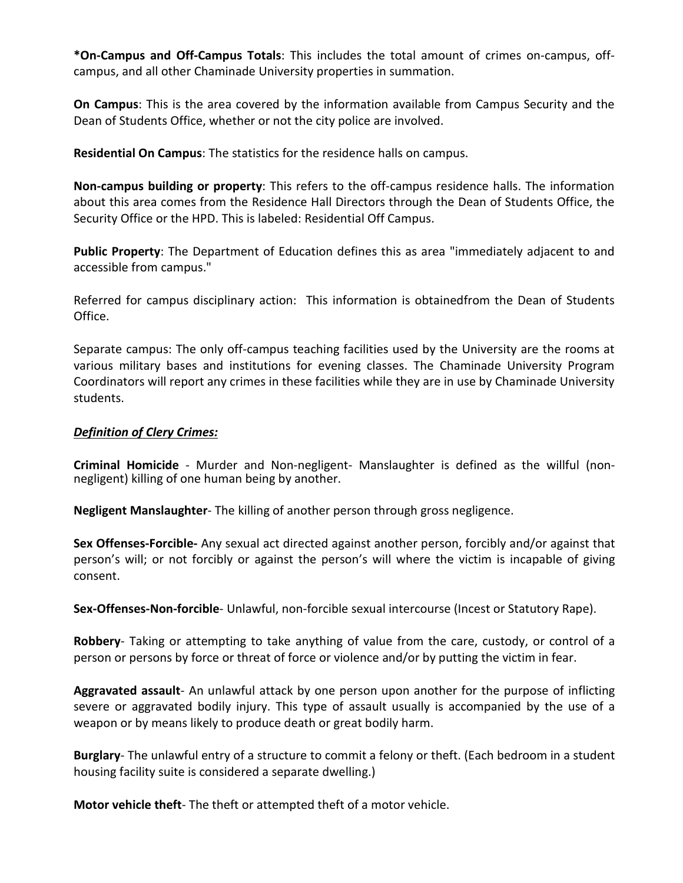**\*On-Campus and Off-Campus Totals**: This includes the total amount of crimes on-campus, off-campus, and all other Chaminade University properties in summation.

**On Campus**: This is the area covered by the information available from Campus Security and the Dean of Students Office, whether or not the city police are involved.

**Residential On Campus**: The statistics for the residence halls on campus.

**Non-campus building or property**: This refers to the off-campus residence halls. The information about this area comes from the Residence Hall Directors through the Dean of Students Office, the Security Office or the HPD. This is labeled: Residential Off Campus.

**Public Property**: The Department of Education defines this as area "immediately adjacent to and accessible from campus."

Referred for campus disciplinary action: This information is obtainedfrom the Dean of Students Office.

Separate campus: The only off-campus teaching facilities used by the University are the rooms at various military bases and institutions for evening classes. The Chaminade University Program Coordinators will report any crimes in these facilities while they are in use by Chaminade University students.

***<u>Definition of Clery Crimes:</u>***

**Criminal Homicide** - Murder and Non-negligent- Manslaughter is defined as the willful (non-negligent) killing of one human being by another.

**Negligent Manslaughter**- The killing of another person through gross negligence.

**Sex Offenses-Forcible-** Any sexual act directed against another person, forcibly and/or against that person's will; or not forcibly or against the person's will where the victim is incapable of giving consent.

**Sex-Offenses-Non-forcible**- Unlawful, non-forcible sexual intercourse (Incest or Statutory Rape).

**Robbery**- Taking or attempting to take anything of value from the care, custody, or control of a person or persons by force or threat of force or violence and/or by putting the victim in fear.

**Aggravated assault**- An unlawful attack by one person upon another for the purpose of inflicting severe or aggravated bodily injury. This type of assault usually is accompanied by the use of a weapon or by means likely to produce death or great bodily harm.

**Burglary**- The unlawful entry of a structure to commit a felony or theft. (Each bedroom in a student housing facility suite is considered a separate dwelling.)

**Motor vehicle theft**- The theft or attempted theft of a motor vehicle.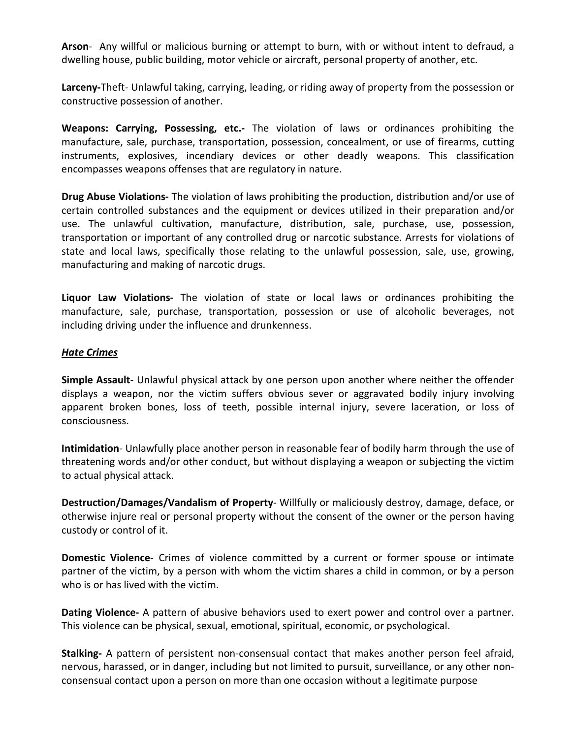**Arson**- Any willful or malicious burning or attempt to burn, with or without intent to defraud, a dwelling house, public building, motor vehicle or aircraft, personal property of another, etc.

**Larceny-**Theft- Unlawful taking, carrying, leading, or riding away of property from the possession or constructive possession of another.

**Weapons: Carrying, Possessing, etc.-** The violation of laws or ordinances prohibiting the manufacture, sale, purchase, transportation, possession, concealment, or use of firearms, cutting instruments, explosives, incendiary devices or other deadly weapons. This classification encompasses weapons offenses that are regulatory in nature.

**Drug Abuse Violations-** The violation of laws prohibiting the production, distribution and/or use of certain controlled substances and the equipment or devices utilized in their preparation and/or use. The unlawful cultivation, manufacture, distribution, sale, purchase, use, possession, transportation or important of any controlled drug or narcotic substance. Arrests for violations of state and local laws, specifically those relating to the unlawful possession, sale, use, growing, manufacturing and making of narcotic drugs.

**Liquor Law Violations-** The violation of state or local laws or ordinances prohibiting the manufacture, sale, purchase, transportation, possession or use of alcoholic beverages, not including driving under the influence and drunkenness.

***<u>Hate Crimes</u>***

**Simple Assault**- Unlawful physical attack by one person upon another where neither the offender displays a weapon, nor the victim suffers obvious sever or aggravated bodily injury involving apparent broken bones, loss of teeth, possible internal injury, severe laceration, or loss of consciousness.

**Intimidation**- Unlawfully place another person in reasonable fear of bodily harm through the use of threatening words and/or other conduct, but without displaying a weapon or subjecting the victim to actual physical attack.

**Destruction/Damages/Vandalism of Property**- Willfully or maliciously destroy, damage, deface, or otherwise injure real or personal property without the consent of the owner or the person having custody or control of it.

**Domestic Violence**- Crimes of violence committed by a current or former spouse or intimate partner of the victim, by a person with whom the victim shares a child in common, or by a person who is or has lived with the victim.

**Dating Violence-** A pattern of abusive behaviors used to exert power and control over a partner. This violence can be physical, sexual, emotional, spiritual, economic, or psychological.

**Stalking-** A pattern of persistent non-consensual contact that makes another person feel afraid, nervous, harassed, or in danger, including but not limited to pursuit, surveillance, or any other non-consensual contact upon a person on more than one occasion without a legitimate purpose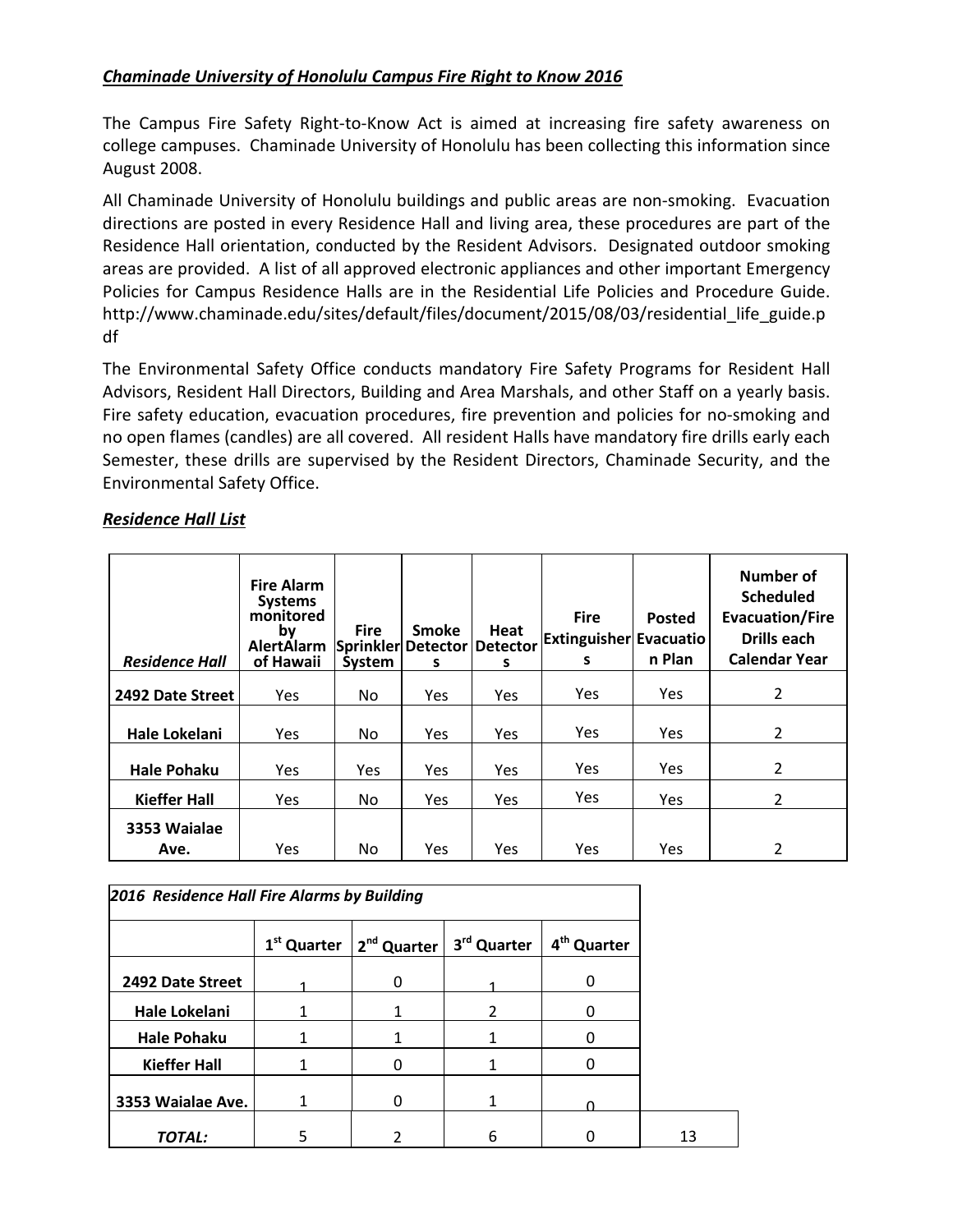***Chaminade University of Honolulu Campus Fire Right to Know 2016***

The Campus Fire Safety Right-to-Know Act is aimed at increasing fire safety awareness on college campuses. Chaminade University of Honolulu has been collecting this information since August 2008.

All Chaminade University of Honolulu buildings and public areas are non-smoking. Evacuation directions are posted in every Residence Hall and living area, these procedures are part of the Residence Hall orientation, conducted by the Resident Advisors. Designated outdoor smoking areas are provided. A list of all approved electronic appliances and other important Emergency Policies for Campus Residence Halls are in the Residential Life Policies and Procedure Guide. http://www.chaminade.edu/sites/default/files/document/2015/08/03/residential_life_guide.pdf

The Environmental Safety Office conducts mandatory Fire Safety Programs for Resident Hall Advisors, Resident Hall Directors, Building and Area Marshals, and other Staff on a yearly basis. Fire safety education, evacuation procedures, fire prevention and policies for no-smoking and no open flames (candles) are all covered. All resident Halls have mandatory fire drills early each Semester, these drills are supervised by the Resident Directors, Chaminade Security, and the Environmental Safety Office.

***Residence Hall List***

| *Residence Hall* | Fire Alarm Systems monitored by AlertAlarm of Hawaii | Fire Sprinkler System | Smoke Detectors | Heat Detectors | Fire Extinguishers | Posted Evacuation Plan | Number of Scheduled Evacuation/Fire Drills each Calendar Year |
|---|---|---|---|---|---|---|---|
| **2492 Date Street** | Yes | No | Yes | Yes | Yes | Yes | 2 |
| **Hale Lokelani** | Yes | No | Yes | Yes | Yes | Yes | 2 |
| **Hale Pohaku** | Yes | Yes | Yes | Yes | Yes | Yes | 2 |
| **Kieffer Hall** | Yes | No | Yes | Yes | Yes | Yes | 2 |
| **3353 Waialae Ave.** | Yes | No | Yes | Yes | Yes | Yes | 2 |

| *2016 Residence Hall Fire Alarms by Building* | | | | | |
|---|---|---|---|---|---|
| | 1st Quarter | 2nd Quarter | 3rd Quarter | 4th Quarter | |
| **2492 Date Street** | 1 | 0 | 1 | 0 | |
| **Hale Lokelani** | 1 | 1 | 2 | 0 | |
| **Hale Pohaku** | 1 | 1 | 1 | 0 | |
| **Kieffer Hall** | 1 | 0 | 1 | 0 | |
| **3353 Waialae Ave.** | 1 | 0 | 1 | 0 | |
| ***TOTAL:*** | 5 | 2 | 6 | 0 | 13 |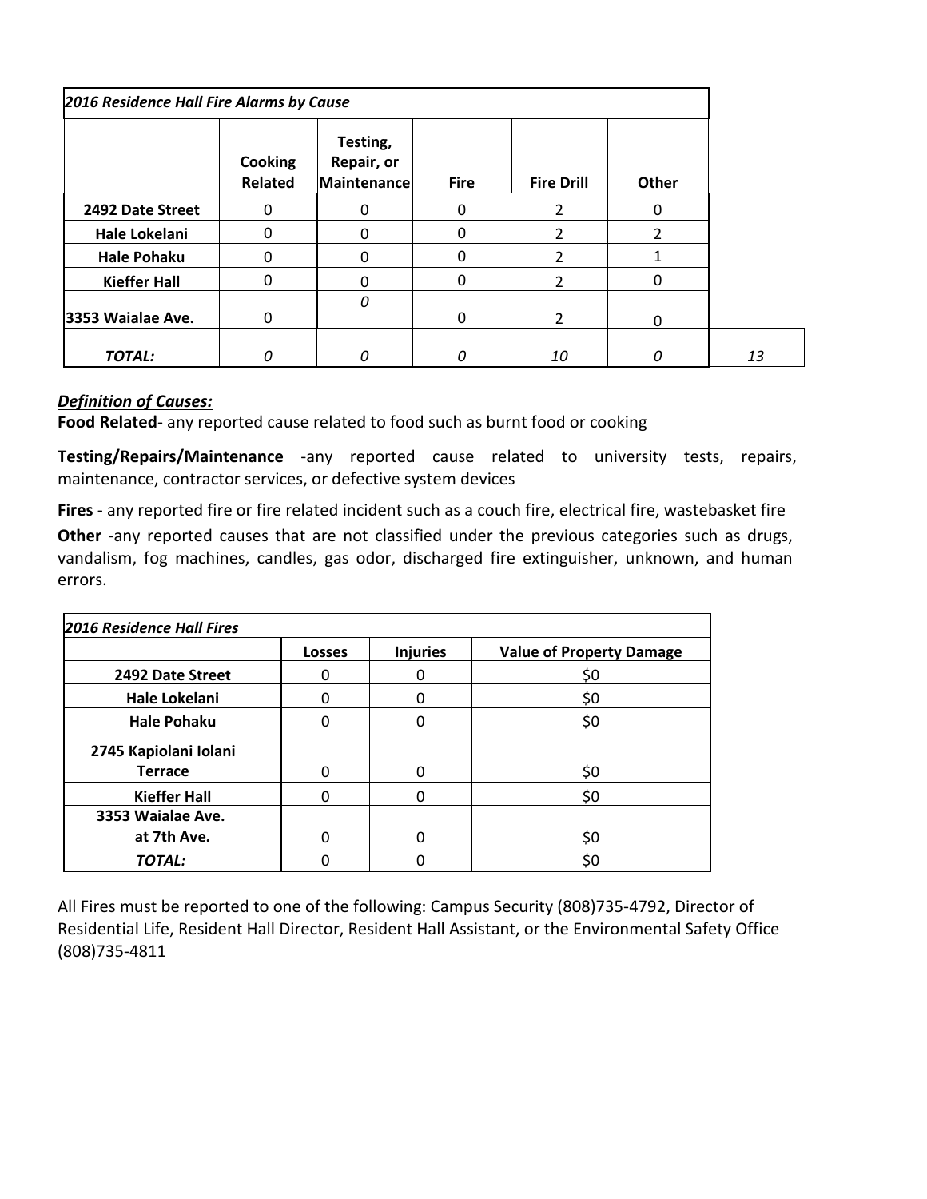| *2016 Residence Hall Fire Alarms by Cause* | | | | | | |
|---|---|---|---|---|---|---|
| | **Cooking Related** | **Testing, Repair, or Maintenance** | **Fire** | **Fire Drill** | **Other** | |
| **2492 Date Street** | 0 | 0 | 0 | 2 | 0 | |
| **Hale Lokelani** | 0 | 0 | 0 | 2 | 2 | |
| **Hale Pohaku** | 0 | 0 | 0 | 2 | 1 | |
| **Kieffer Hall** | 0 | 0 | 0 | 2 | 0 | |
| **3353 Waialae Ave.** | 0 | *0* | 0 | 2 | 0 | |
| ***TOTAL:*** | *0* | *0* | *0* | *10* | *0* | *13* |

***Definition of Causes:***

**Food Related**- any reported cause related to food such as burnt food or cooking

**Testing/Repairs/Maintenance** -any reported cause related to university tests, repairs, maintenance, contractor services, or defective system devices

**Fires** - any reported fire or fire related incident such as a couch fire, electrical fire, wastebasket fire

**Other** -any reported causes that are not classified under the previous categories such as drugs, vandalism, fog machines, candles, gas odor, discharged fire extinguisher, unknown, and human errors.

| *2016 Residence Hall Fires* | | | |
|---|---|---|---|
| | **Losses** | **Injuries** | **Value of Property Damage** |
| **2492 Date Street** | 0 | 0 | $0 |
| **Hale Lokelani** | 0 | 0 | $0 |
| **Hale Pohaku** | 0 | 0 | $0 |
| **2745 Kapiolani Iolani Terrace** | 0 | 0 | $0 |
| **Kieffer Hall** | 0 | 0 | $0 |
| **3353 Waialae Ave. at 7th Ave.** | 0 | 0 | $0 |
| ***TOTAL:*** | 0 | 0 | $0 |

All Fires must be reported to one of the following: Campus Security (808)735-4792, Director of Residential Life, Resident Hall Director, Resident Hall Assistant, or the Environmental Safety Office (808)735-4811